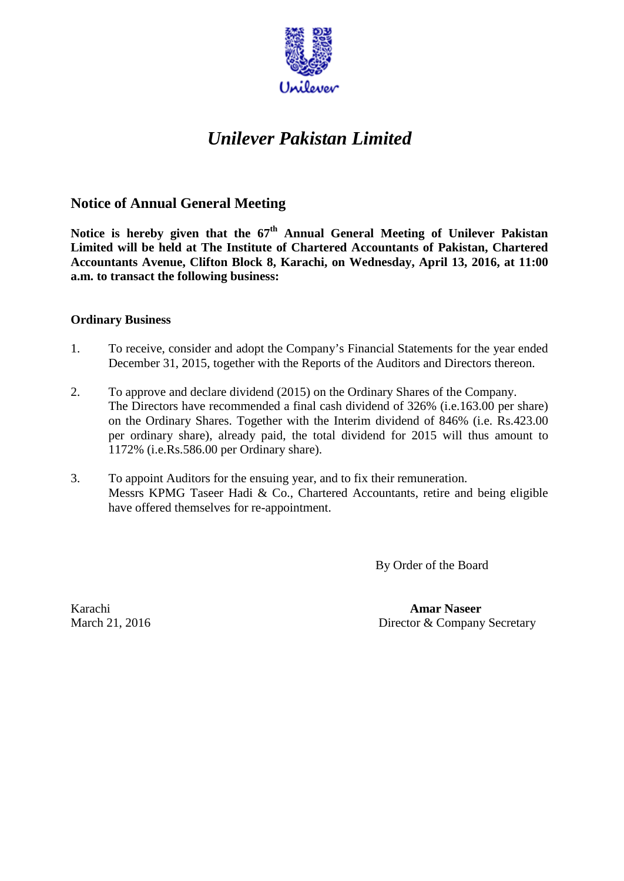# *Unilever Pakistan Limited*

## Notice of Annual General Meeting

**Notice is hereby given that the 67th Annual General Meeting of Unilever Pakistan Limited will be held at The Institute of Chartered Accountants of Pakistan, Chartered Accountants Avenue, Clifton Block 8, Karachi, on Wednesday, April 13, 2016, at 11:00 a.m. to transact the following business:**

**Ordinary Business**

1. To receive, consider and adopt the Company's Financial Statements for the year ended December 31, 2015, together with the Reports of the Auditors and Directors thereon.

2. To approve and declare dividend (2015) on the Ordinary Shares of the Company. The Directors have recommended a final cash dividend of 326% (i.e.163.00 per share) on the Ordinary Shares. Together with the Interim dividend of 846% (i.e. Rs.423.00 per ordinary share), already paid, the total dividend for 2015 will thus amount to 1172% (i.e.Rs.586.00 per Ordinary share).

3. To appoint Auditors for the ensuing year, and to fix their remuneration. Messrs KPMG Taseer Hadi & Co., Chartered Accountants, retire and being eligible have offered themselves for re-appointment.

By Order of the Board

Karachi
March 21, 2016

**Amar Naseer**
Director & Company Secretary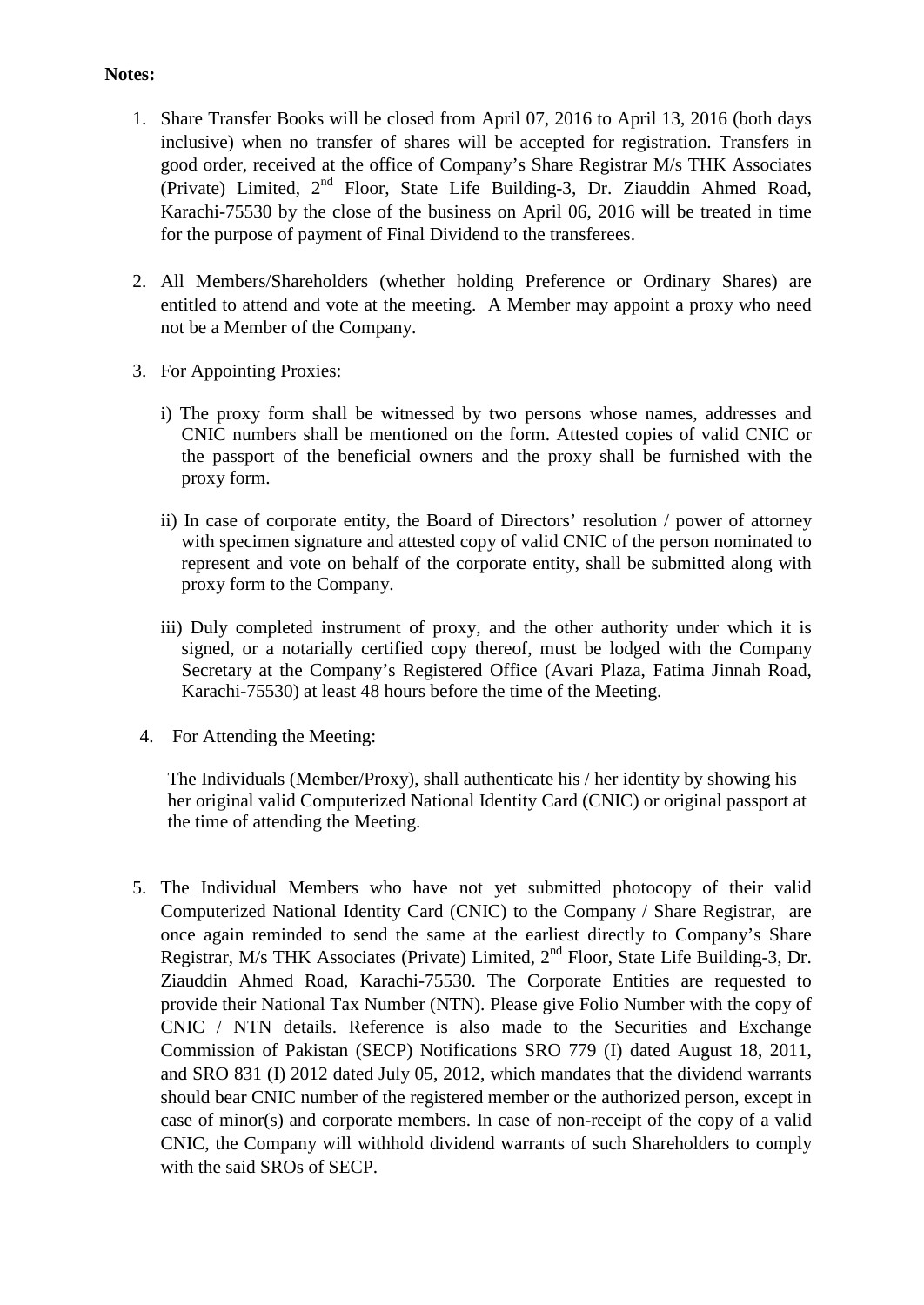**Notes:**

1. Share Transfer Books will be closed from April 07, 2016 to April 13, 2016 (both days inclusive) when no transfer of shares will be accepted for registration. Transfers in good order, received at the office of Company's Share Registrar M/s THK Associates (Private) Limited, 2nd Floor, State Life Building-3, Dr. Ziauddin Ahmed Road, Karachi-75530 by the close of the business on April 06, 2016 will be treated in time for the purpose of payment of Final Dividend to the transferees.

2. All Members/Shareholders (whether holding Preference or Ordinary Shares) are entitled to attend and vote at the meeting. A Member may appoint a proxy who need not be a Member of the Company.

3. For Appointing Proxies:

   i) The proxy form shall be witnessed by two persons whose names, addresses and CNIC numbers shall be mentioned on the form. Attested copies of valid CNIC or the passport of the beneficial owners and the proxy shall be furnished with the proxy form.

   ii) In case of corporate entity, the Board of Directors' resolution / power of attorney with specimen signature and attested copy of valid CNIC of the person nominated to represent and vote on behalf of the corporate entity, shall be submitted along with proxy form to the Company.

   iii) Duly completed instrument of proxy, and the other authority under which it is signed, or a notarially certified copy thereof, must be lodged with the Company Secretary at the Company's Registered Office (Avari Plaza, Fatima Jinnah Road, Karachi-75530) at least 48 hours before the time of the Meeting.

4. For Attending the Meeting:

   The Individuals (Member/Proxy), shall authenticate his / her identity by showing his her original valid Computerized National Identity Card (CNIC) or original passport at the time of attending the Meeting.

5. The Individual Members who have not yet submitted photocopy of their valid Computerized National Identity Card (CNIC) to the Company / Share Registrar, are once again reminded to send the same at the earliest directly to Company's Share Registrar, M/s THK Associates (Private) Limited, 2nd Floor, State Life Building-3, Dr. Ziauddin Ahmed Road, Karachi-75530. The Corporate Entities are requested to provide their National Tax Number (NTN). Please give Folio Number with the copy of CNIC / NTN details. Reference is also made to the Securities and Exchange Commission of Pakistan (SECP) Notifications SRO 779 (I) dated August 18, 2011, and SRO 831 (I) 2012 dated July 05, 2012, which mandates that the dividend warrants should bear CNIC number of the registered member or the authorized person, except in case of minor(s) and corporate members. In case of non-receipt of the copy of a valid CNIC, the Company will withhold dividend warrants of such Shareholders to comply with the said SROs of SECP.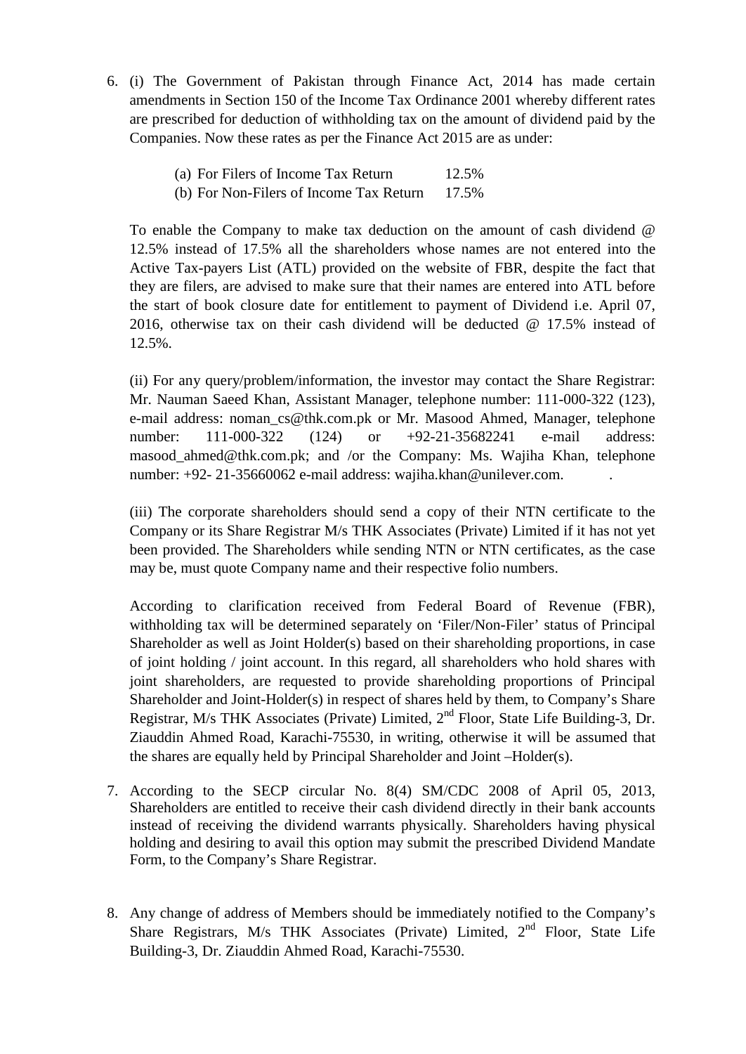6. (i) The Government of Pakistan through Finance Act, 2014 has made certain amendments in Section 150 of the Income Tax Ordinance 2001 whereby different rates are prescribed for deduction of withholding tax on the amount of dividend paid by the Companies. Now these rates as per the Finance Act 2015 are as under:

   (a) For Filers of Income Tax Return 12.5%
   (b) For Non-Filers of Income Tax Return 17.5%

   To enable the Company to make tax deduction on the amount of cash dividend @ 12.5% instead of 17.5% all the shareholders whose names are not entered into the Active Tax-payers List (ATL) provided on the website of FBR, despite the fact that they are filers, are advised to make sure that their names are entered into ATL before the start of book closure date for entitlement to payment of Dividend i.e. April 07, 2016, otherwise tax on their cash dividend will be deducted @ 17.5% instead of 12.5%.

   (ii) For any query/problem/information, the investor may contact the Share Registrar: Mr. Nauman Saeed Khan, Assistant Manager, telephone number: 111-000-322 (123), e-mail address: noman_cs@thk.com.pk or Mr. Masood Ahmed, Manager, telephone number: 111-000-322 (124) or +92-21-35682241 e-mail address: masood_ahmed@thk.com.pk; and /or the Company: Ms. Wajiha Khan, telephone number: +92- 21-35660062 e-mail address: wajiha.khan@unilever.com.

   (iii) The corporate shareholders should send a copy of their NTN certificate to the Company or its Share Registrar M/s THK Associates (Private) Limited if it has not yet been provided. The Shareholders while sending NTN or NTN certificates, as the case may be, must quote Company name and their respective folio numbers.

   According to clarification received from Federal Board of Revenue (FBR), withholding tax will be determined separately on 'Filer/Non-Filer' status of Principal Shareholder as well as Joint Holder(s) based on their shareholding proportions, in case of joint holding / joint account. In this regard, all shareholders who hold shares with joint shareholders, are requested to provide shareholding proportions of Principal Shareholder and Joint-Holder(s) in respect of shares held by them, to Company's Share Registrar, M/s THK Associates (Private) Limited, 2nd Floor, State Life Building-3, Dr. Ziauddin Ahmed Road, Karachi-75530, in writing, otherwise it will be assumed that the shares are equally held by Principal Shareholder and Joint –Holder(s).

7. According to the SECP circular No. 8(4) SM/CDC 2008 of April 05, 2013, Shareholders are entitled to receive their cash dividend directly in their bank accounts instead of receiving the dividend warrants physically. Shareholders having physical holding and desiring to avail this option may submit the prescribed Dividend Mandate Form, to the Company's Share Registrar.

8. Any change of address of Members should be immediately notified to the Company's Share Registrars, M/s THK Associates (Private) Limited, 2nd Floor, State Life Building-3, Dr. Ziauddin Ahmed Road, Karachi-75530.